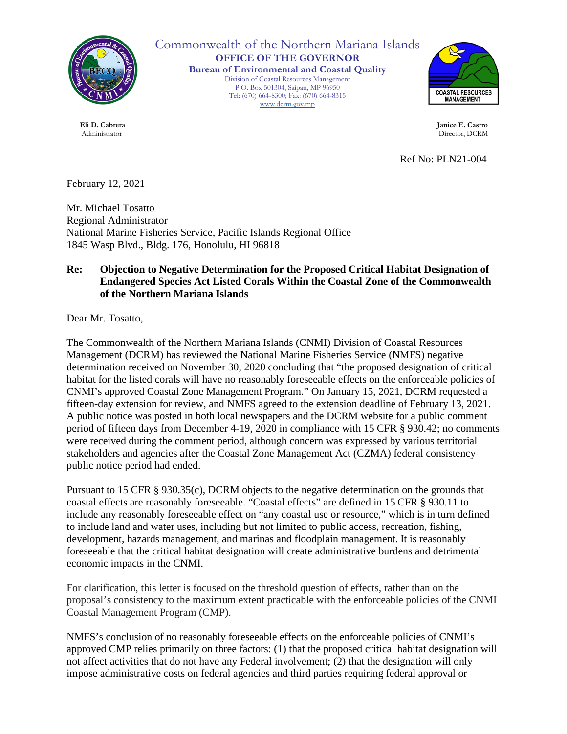Commonwealth of the Northern Mariana Islands
**OFFICE OF THE GOVERNOR**
**Bureau of Environmental and Coastal Quality**
Division of Coastal Resources Management
P.O. Box 501304, Saipan, MP 96950
Tel: (670) 664-8300; Fax: (670) 664-8315
www.dcrm.gov.mp

**Eli D. Cabrera**
Administrator

**Janice E. Castro**
Director, DCRM

Ref No: PLN21-004

February 12, 2021

Mr. Michael Tosatto
Regional Administrator
National Marine Fisheries Service, Pacific Islands Regional Office
1845 Wasp Blvd., Bldg. 176, Honolulu, HI 96818

**Re: Objection to Negative Determination for the Proposed Critical Habitat Designation of Endangered Species Act Listed Corals Within the Coastal Zone of the Commonwealth of the Northern Mariana Islands**

Dear Mr. Tosatto,

The Commonwealth of the Northern Mariana Islands (CNMI) Division of Coastal Resources Management (DCRM) has reviewed the National Marine Fisheries Service (NMFS) negative determination received on November 30, 2020 concluding that "the proposed designation of critical habitat for the listed corals will have no reasonably foreseeable effects on the enforceable policies of CNMI's approved Coastal Zone Management Program." On January 15, 2021, DCRM requested a fifteen-day extension for review, and NMFS agreed to the extension deadline of February 13, 2021. A public notice was posted in both local newspapers and the DCRM website for a public comment period of fifteen days from December 4-19, 2020 in compliance with 15 CFR § 930.42; no comments were received during the comment period, although concern was expressed by various territorial stakeholders and agencies after the Coastal Zone Management Act (CZMA) federal consistency public notice period had ended.

Pursuant to 15 CFR § 930.35(c), DCRM objects to the negative determination on the grounds that coastal effects are reasonably foreseeable. "Coastal effects" are defined in 15 CFR § 930.11 to include any reasonably foreseeable effect on "any coastal use or resource," which is in turn defined to include land and water uses, including but not limited to public access, recreation, fishing, development, hazards management, and marinas and floodplain management. It is reasonably foreseeable that the critical habitat designation will create administrative burdens and detrimental economic impacts in the CNMI.

For clarification, this letter is focused on the threshold question of effects, rather than on the proposal's consistency to the maximum extent practicable with the enforceable policies of the CNMI Coastal Management Program (CMP).

NMFS's conclusion of no reasonably foreseeable effects on the enforceable policies of CNMI's approved CMP relies primarily on three factors: (1) that the proposed critical habitat designation will not affect activities that do not have any Federal involvement; (2) that the designation will only impose administrative costs on federal agencies and third parties requiring federal approval or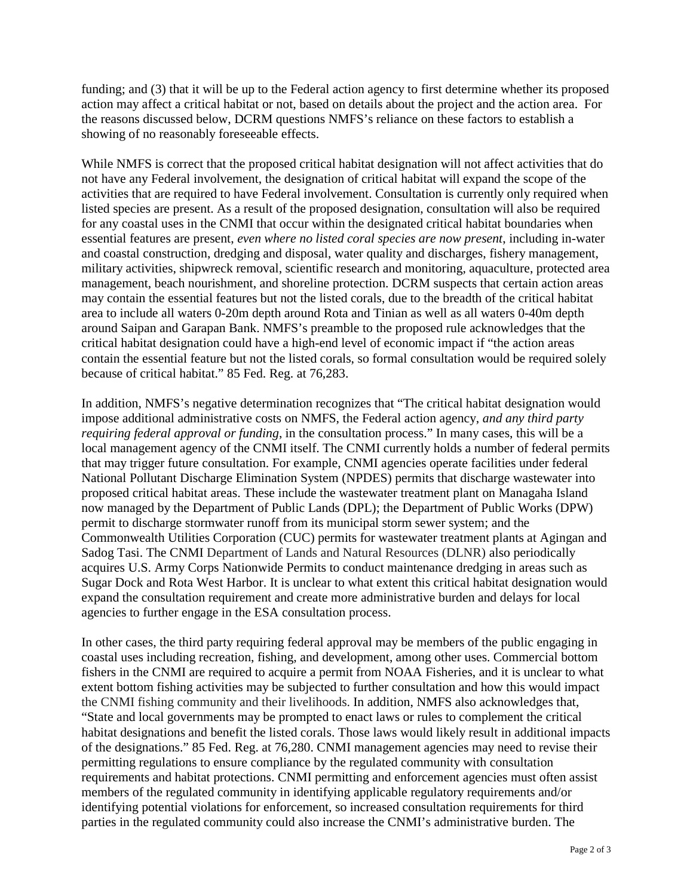funding; and (3) that it will be up to the Federal action agency to first determine whether its proposed action may affect a critical habitat or not, based on details about the project and the action area. For the reasons discussed below, DCRM questions NMFS's reliance on these factors to establish a showing of no reasonably foreseeable effects.

While NMFS is correct that the proposed critical habitat designation will not affect activities that do not have any Federal involvement, the designation of critical habitat will expand the scope of the activities that are required to have Federal involvement. Consultation is currently only required when listed species are present. As a result of the proposed designation, consultation will also be required for any coastal uses in the CNMI that occur within the designated critical habitat boundaries when essential features are present, *even where no listed coral species are now present*, including in-water and coastal construction, dredging and disposal, water quality and discharges, fishery management, military activities, shipwreck removal, scientific research and monitoring, aquaculture, protected area management, beach nourishment, and shoreline protection. DCRM suspects that certain action areas may contain the essential features but not the listed corals, due to the breadth of the critical habitat area to include all waters 0-20m depth around Rota and Tinian as well as all waters 0-40m depth around Saipan and Garapan Bank. NMFS's preamble to the proposed rule acknowledges that the critical habitat designation could have a high-end level of economic impact if "the action areas contain the essential feature but not the listed corals, so formal consultation would be required solely because of critical habitat." 85 Fed. Reg. at 76,283.

In addition, NMFS's negative determination recognizes that "The critical habitat designation would impose additional administrative costs on NMFS, the Federal action agency, *and any third party requiring federal approval or funding*, in the consultation process." In many cases, this will be a local management agency of the CNMI itself. The CNMI currently holds a number of federal permits that may trigger future consultation. For example, CNMI agencies operate facilities under federal National Pollutant Discharge Elimination System (NPDES) permits that discharge wastewater into proposed critical habitat areas. These include the wastewater treatment plant on Managaha Island now managed by the Department of Public Lands (DPL); the Department of Public Works (DPW) permit to discharge stormwater runoff from its municipal storm sewer system; and the Commonwealth Utilities Corporation (CUC) permits for wastewater treatment plants at Agingan and Sadog Tasi. The CNMI Department of Lands and Natural Resources (DLNR) also periodically acquires U.S. Army Corps Nationwide Permits to conduct maintenance dredging in areas such as Sugar Dock and Rota West Harbor. It is unclear to what extent this critical habitat designation would expand the consultation requirement and create more administrative burden and delays for local agencies to further engage in the ESA consultation process.

In other cases, the third party requiring federal approval may be members of the public engaging in coastal uses including recreation, fishing, and development, among other uses. Commercial bottom fishers in the CNMI are required to acquire a permit from NOAA Fisheries, and it is unclear to what extent bottom fishing activities may be subjected to further consultation and how this would impact the CNMI fishing community and their livelihoods. In addition, NMFS also acknowledges that, "State and local governments may be prompted to enact laws or rules to complement the critical habitat designations and benefit the listed corals. Those laws would likely result in additional impacts of the designations." 85 Fed. Reg. at 76,280. CNMI management agencies may need to revise their permitting regulations to ensure compliance by the regulated community with consultation requirements and habitat protections. CNMI permitting and enforcement agencies must often assist members of the regulated community in identifying applicable regulatory requirements and/or identifying potential violations for enforcement, so increased consultation requirements for third parties in the regulated community could also increase the CNMI's administrative burden. The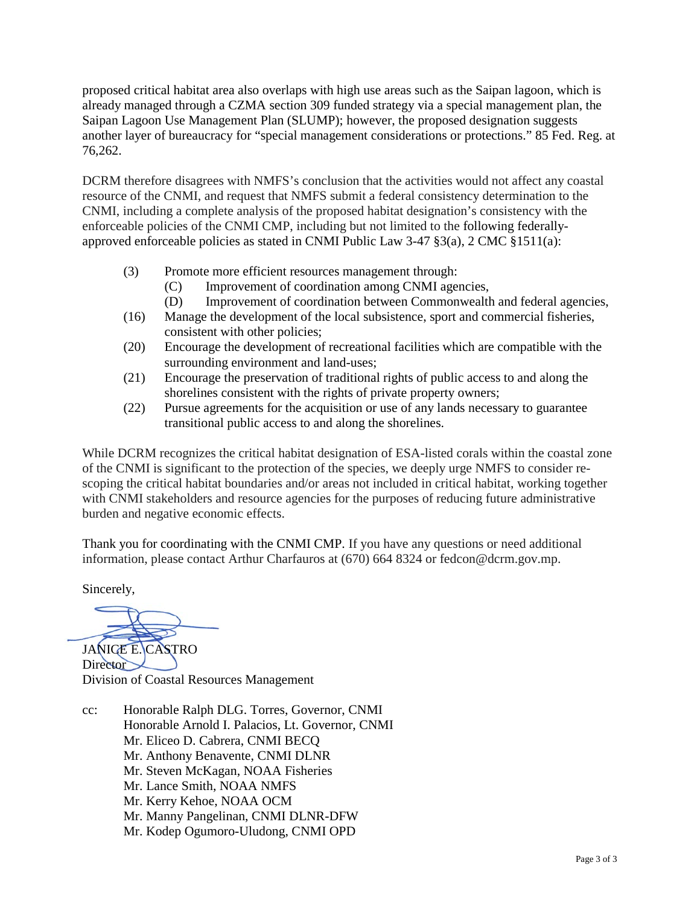proposed critical habitat area also overlaps with high use areas such as the Saipan lagoon, which is already managed through a CZMA section 309 funded strategy via a special management plan, the Saipan Lagoon Use Management Plan (SLUMP); however, the proposed designation suggests another layer of bureaucracy for "special management considerations or protections." 85 Fed. Reg. at 76,262.

DCRM therefore disagrees with NMFS's conclusion that the activities would not affect any coastal resource of the CNMI, and request that NMFS submit a federal consistency determination to the CNMI, including a complete analysis of the proposed habitat designation's consistency with the enforceable policies of the CNMI CMP, including but not limited to the following federally-approved enforceable policies as stated in CNMI Public Law 3-47 §3(a), 2 CMC §1511(a):

(3) Promote more efficient resources management through:
  (C) Improvement of coordination among CNMI agencies,
  (D) Improvement of coordination between Commonwealth and federal agencies,

(16) Manage the development of the local subsistence, sport and commercial fisheries, consistent with other policies;

(20) Encourage the development of recreational facilities which are compatible with the surrounding environment and land-uses;

(21) Encourage the preservation of traditional rights of public access to and along the shorelines consistent with the rights of private property owners;

(22) Pursue agreements for the acquisition or use of any lands necessary to guarantee transitional public access to and along the shorelines.

While DCRM recognizes the critical habitat designation of ESA-listed corals within the coastal zone of the CNMI is significant to the protection of the species, we deeply urge NMFS to consider re-scoping the critical habitat boundaries and/or areas not included in critical habitat, working together with CNMI stakeholders and resource agencies for the purposes of reducing future administrative burden and negative economic effects.

Thank you for coordinating with the CNMI CMP. If you have any questions or need additional information, please contact Arthur Charfauros at (670) 664 8324 or fedcon@dcrm.gov.mp.

Sincerely,

JANICE E. CASTRO
Director
Division of Coastal Resources Management

cc: Honorable Ralph DLG. Torres, Governor, CNMI
Honorable Arnold I. Palacios, Lt. Governor, CNMI
Mr. Eliceo D. Cabrera, CNMI BECQ
Mr. Anthony Benavente, CNMI DLNR
Mr. Steven McKagan, NOAA Fisheries
Mr. Lance Smith, NOAA NMFS
Mr. Kerry Kehoe, NOAA OCM
Mr. Manny Pangelinan, CNMI DLNR-DFW
Mr. Kodep Ogumoro-Uludong, CNMI OPD